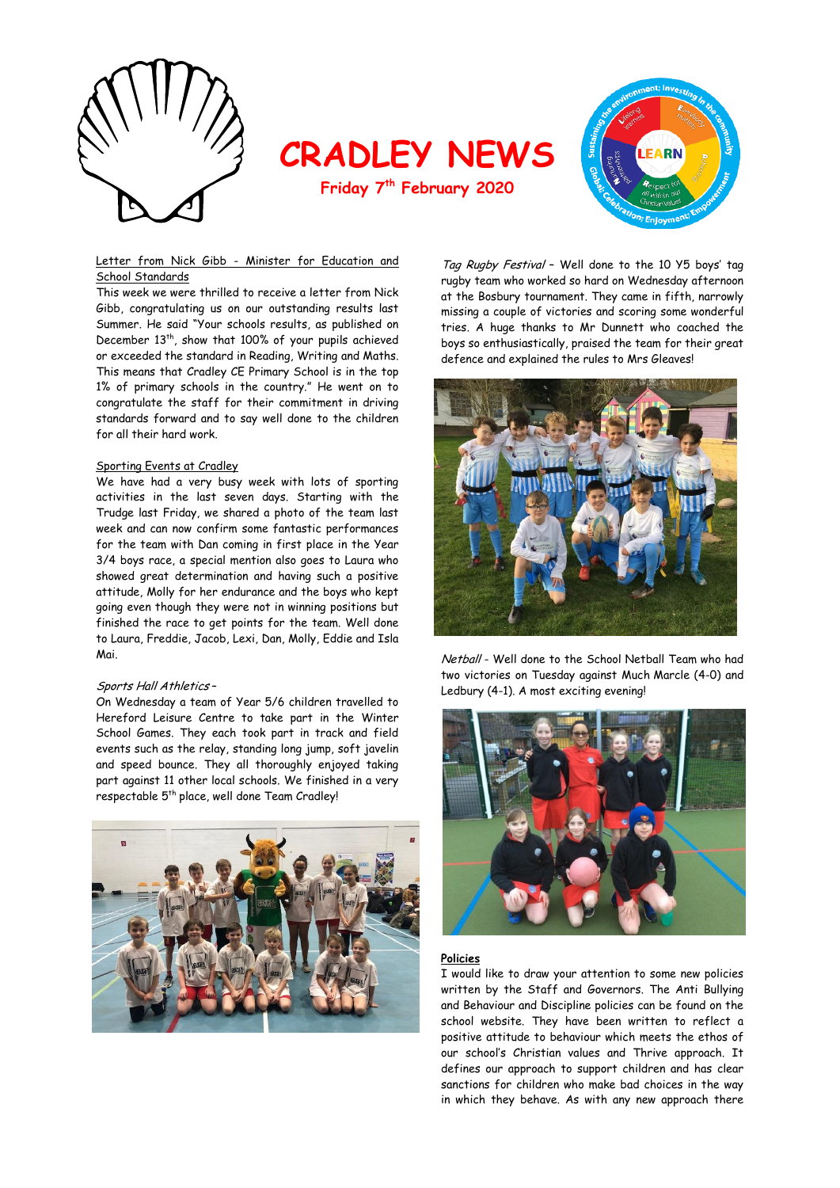# CRADLEY NEWS

**Friday 7th February 2020**

Letter from Nick Gibb - Minister for Education and School Standards

This week we were thrilled to receive a letter from Nick Gibb, congratulating us on our outstanding results last Summer. He said "Your schools results, as published on December 13th, show that 100% of your pupils achieved or exceeded the standard in Reading, Writing and Maths. This means that Cradley CE Primary School is in the top 1% of primary schools in the country." He went on to congratulate the staff for their commitment in driving standards forward and to say well done to the children for all their hard work.

Sporting Events at Cradley

We have had a very busy week with lots of sporting activities in the last seven days. Starting with the Trudge last Friday, we shared a photo of the team last week and can now confirm some fantastic performances for the team with Dan coming in first place in the Year 3/4 boys race, a special mention also goes to Laura who showed great determination and having such a positive attitude, Molly for her endurance and the boys who kept going even though they were not in winning positions but finished the race to get points for the team. Well done to Laura, Freddie, Jacob, Lexi, Dan, Molly, Eddie and Isla Mai.

*Sports Hall Athletics* –

On Wednesday a team of Year 5/6 children travelled to Hereford Leisure Centre to take part in the Winter School Games. They each took part in track and field events such as the relay, standing long jump, soft javelin and speed bounce. They all thoroughly enjoyed taking part against 11 other local schools. We finished in a very respectable 5th place, well done Team Cradley!

*Tag Rugby Festival* – Well done to the 10 Y5 boys' tag rugby team who worked so hard on Wednesday afternoon at the Bosbury tournament. They came in fifth, narrowly missing a couple of victories and scoring some wonderful tries. A huge thanks to Mr Dunnett who coached the boys so enthusiastically, praised the team for their great defence and explained the rules to Mrs Gleaves!

*Netball* - Well done to the School Netball Team who had two victories on Tuesday against Much Marcle (4-0) and Ledbury (4-1). A most exciting evening!

**Policies**

I would like to draw your attention to some new policies written by the Staff and Governors. The Anti Bullying and Behaviour and Discipline policies can be found on the school website. They have been written to reflect a positive attitude to behaviour which meets the ethos of our school's Christian values and Thrive approach. It defines our approach to support children and has clear sanctions for children who make bad choices in the way in which they behave. As with any new approach there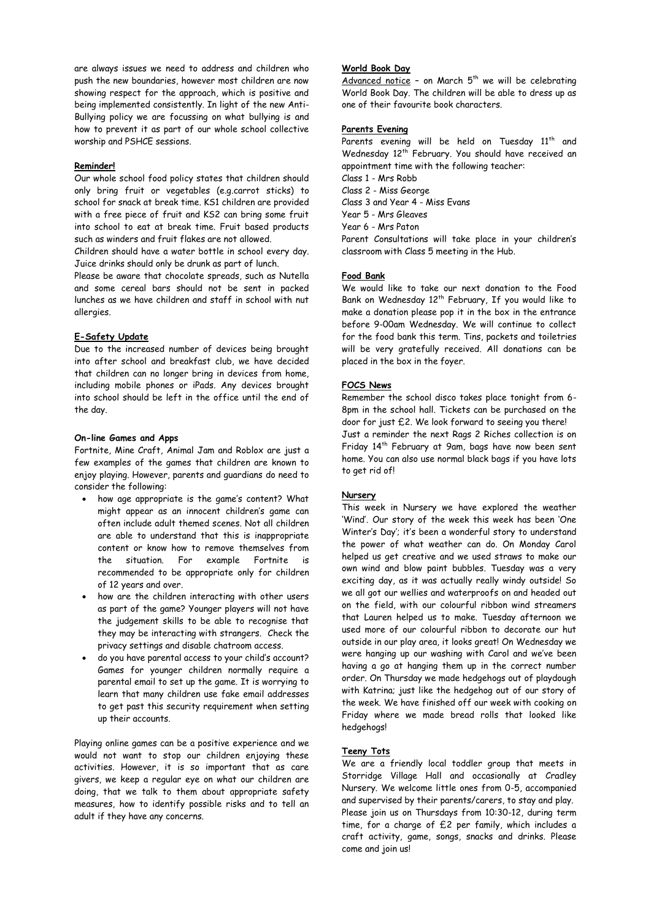are always issues we need to address and children who push the new boundaries, however most children are now showing respect for the approach, which is positive and being implemented consistently. In light of the new Anti-Bullying policy we are focussing on what bullying is and how to prevent it as part of our whole school collective worship and PSHCE sessions.

**Reminder!**

Our whole school food policy states that children should only bring fruit or vegetables (e.g.carrot sticks) to school for snack at break time. KS1 children are provided with a free piece of fruit and KS2 can bring some fruit into school to eat at break time. Fruit based products such as winders and fruit flakes are not allowed.

Children should have a water bottle in school every day. Juice drinks should only be drunk as part of lunch.

Please be aware that chocolate spreads, such as Nutella and some cereal bars should not be sent in packed lunches as we have children and staff in school with nut allergies.

**E-Safety Update**

Due to the increased number of devices being brought into after school and breakfast club, we have decided that children can no longer bring in devices from home, including mobile phones or iPads. Any devices brought into school should be left in the office until the end of the day.

**On-line Games and Apps**

Fortnite, Mine Craft, Animal Jam and Roblox are just a few examples of the games that children are known to enjoy playing. However, parents and guardians do need to consider the following:

- how age appropriate is the game's content? What might appear as an innocent children's game can often include adult themed scenes. Not all children are able to understand that this is inappropriate content or know how to remove themselves from the situation. For example Fortnite is recommended to be appropriate only for children of 12 years and over.
- how are the children interacting with other users as part of the game? Younger players will not have the judgement skills to be able to recognise that they may be interacting with strangers. Check the privacy settings and disable chatroom access.
- do you have parental access to your child's account? Games for younger children normally require a parental email to set up the game. It is worrying to learn that many children use fake email addresses to get past this security requirement when setting up their accounts.

Playing online games can be a positive experience and we would not want to stop our children enjoying these activities. However, it is so important that as care givers, we keep a regular eye on what our children are doing, that we talk to them about appropriate safety measures, how to identify possible risks and to tell an adult if they have any concerns.

**World Book Day**

Advanced notice – on March 5th we will be celebrating World Book Day. The children will be able to dress up as one of their favourite book characters.

**Parents Evening**

Parents evening will be held on Tuesday 11th and Wednesday 12th February. You should have received an appointment time with the following teacher:

Class 1 - Mrs Robb
Class 2 - Miss George
Class 3 and Year 4 - Miss Evans
Year 5 - Mrs Gleaves
Year 6 - Mrs Paton

Parent Consultations will take place in your children's classroom with Class 5 meeting in the Hub.

**Food Bank**

We would like to take our next donation to the Food Bank on Wednesday 12th February, If you would like to make a donation please pop it in the box in the entrance before 9-00am Wednesday. We will continue to collect for the food bank this term. Tins, packets and toiletries will be very gratefully received. All donations can be placed in the box in the foyer.

**FOCS News**

Remember the school disco takes place tonight from 6-8pm in the school hall. Tickets can be purchased on the door for just £2. We look forward to seeing you there!

Just a reminder the next Rags 2 Riches collection is on Friday 14th February at 9am, bags have now been sent home. You can also use normal black bags if you have lots to get rid of!

**Nursery**

This week in Nursery we have explored the weather 'Wind'. Our story of the week this week has been 'One Winter's Day'; it's been a wonderful story to understand the power of what weather can do. On Monday Carol helped us get creative and we used straws to make our own wind and blow paint bubbles. Tuesday was a very exciting day, as it was actually really windy outside! So we all got our wellies and waterproofs on and headed out on the field, with our colourful ribbon wind streamers that Lauren helped us to make. Tuesday afternoon we used more of our colourful ribbon to decorate our hut outside in our play area, it looks great! On Wednesday we were hanging up our washing with Carol and we've been having a go at hanging them up in the correct number order. On Thursday we made hedgehogs out of playdough with Katrina; just like the hedgehog out of our story of the week. We have finished off our week with cooking on Friday where we made bread rolls that looked like hedgehogs!

**Teeny Tots**

We are a friendly local toddler group that meets in Storridge Village Hall and occasionally at Cradley Nursery. We welcome little ones from 0-5, accompanied and supervised by their parents/carers, to stay and play. Please join us on Thursdays from 10:30-12, during term time, for a charge of £2 per family, which includes a craft activity, game, songs, snacks and drinks. Please come and join us!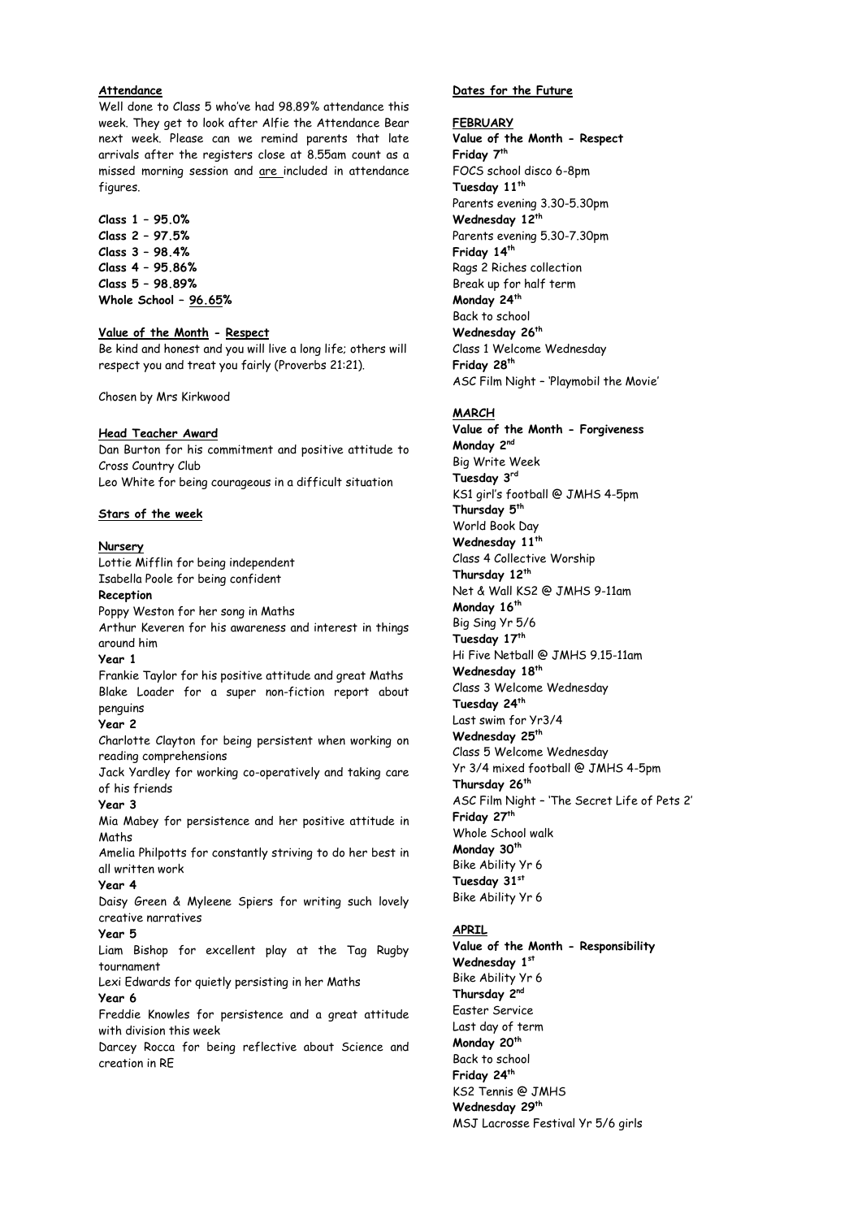## Attendance

Well done to Class 5 who've had 98.89% attendance this week. They get to look after Alfie the Attendance Bear next week. Please can we remind parents that late arrivals after the registers close at 8.55am count as a missed morning session and are included in attendance figures.

**Class 1 – 95.0%**
**Class 2 – 97.5%**
**Class 3 – 98.4%**
**Class 4 – 95.86%**
**Class 5 – 98.89%**
**Whole School – 96.65%**

## Value of the Month - Respect

Be kind and honest and you will live a long life; others will respect you and treat you fairly (Proverbs 21:21).

Chosen by Mrs Kirkwood

## Head Teacher Award

Dan Burton for his commitment and positive attitude to Cross Country Club

Leo White for being courageous in a difficult situation

## Stars of the week

### Nursery

Lottie Mifflin for being independent

Isabella Poole for being confident

**Reception**

Poppy Weston for her song in Maths

Arthur Keveren for his awareness and interest in things around him

**Year 1**

Frankie Taylor for his positive attitude and great Maths

Blake Loader for a super non-fiction report about penguins

**Year 2**

Charlotte Clayton for being persistent when working on reading comprehensions

Jack Yardley for working co-operatively and taking care of his friends

**Year 3**

Mia Mabey for persistence and her positive attitude in Maths

Amelia Philpotts for constantly striving to do her best in all written work

**Year 4**

Daisy Green & Myleene Spiers for writing such lovely creative narratives

**Year 5**

Liam Bishop for excellent play at the Tag Rugby tournament

Lexi Edwards for quietly persisting in her Maths

**Year 6**

Freddie Knowles for persistence and a great attitude with division this week

Darcey Rocca for being reflective about Science and creation in RE

## Dates for the Future

### FEBRUARY

**Value of the Month - Respect**

**Friday 7th**
FOCS school disco 6-8pm

**Tuesday 11th**
Parents evening 3.30-5.30pm

**Wednesday 12th**
Parents evening 5.30-7.30pm

**Friday 14th**
Rags 2 Riches collection
Break up for half term

**Monday 24th**
Back to school

**Wednesday 26th**
Class 1 Welcome Wednesday

**Friday 28th**
ASC Film Night – 'Playmobil the Movie'

### MARCH

**Value of the Month - Forgiveness**

**Monday 2nd**
Big Write Week

**Tuesday 3rd**
KS1 girl's football @ JMHS 4-5pm

**Thursday 5th**
World Book Day

**Wednesday 11th**
Class 4 Collective Worship

**Thursday 12th**
Net & Wall KS2 @ JMHS 9-11am

**Monday 16th**
Big Sing Yr 5/6

**Tuesday 17th**
Hi Five Netball @ JMHS 9.15-11am

**Wednesday 18th**
Class 3 Welcome Wednesday

**Tuesday 24th**
Last swim for Yr3/4

**Wednesday 25th**
Class 5 Welcome Wednesday
Yr 3/4 mixed football @ JMHS 4-5pm

**Thursday 26th**
ASC Film Night – 'The Secret Life of Pets 2'

**Friday 27th**
Whole School walk

**Monday 30th**
Bike Ability Yr 6

**Tuesday 31st**
Bike Ability Yr 6

### APRIL

**Value of the Month - Responsibility**

**Wednesday 1st**
Bike Ability Yr 6

**Thursday 2nd**
Easter Service
Last day of term

**Monday 20th**
Back to school

**Friday 24th**
KS2 Tennis @ JMHS

**Wednesday 29th**
MSJ Lacrosse Festival Yr 5/6 girls